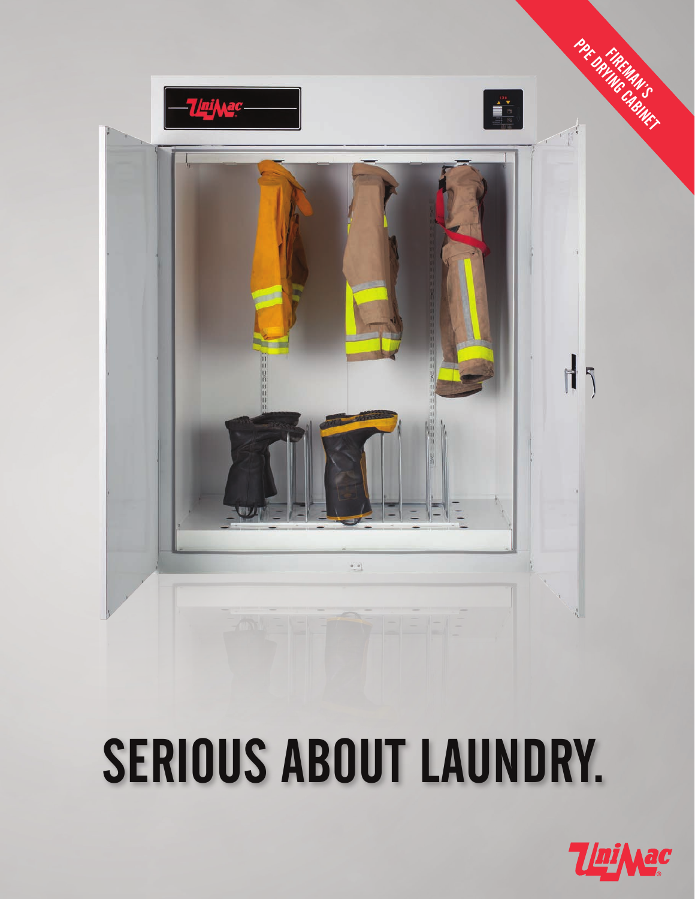FIREMAN'S PPE DRYING CABINET

# SERIOUS ABOUT LAUNDRY.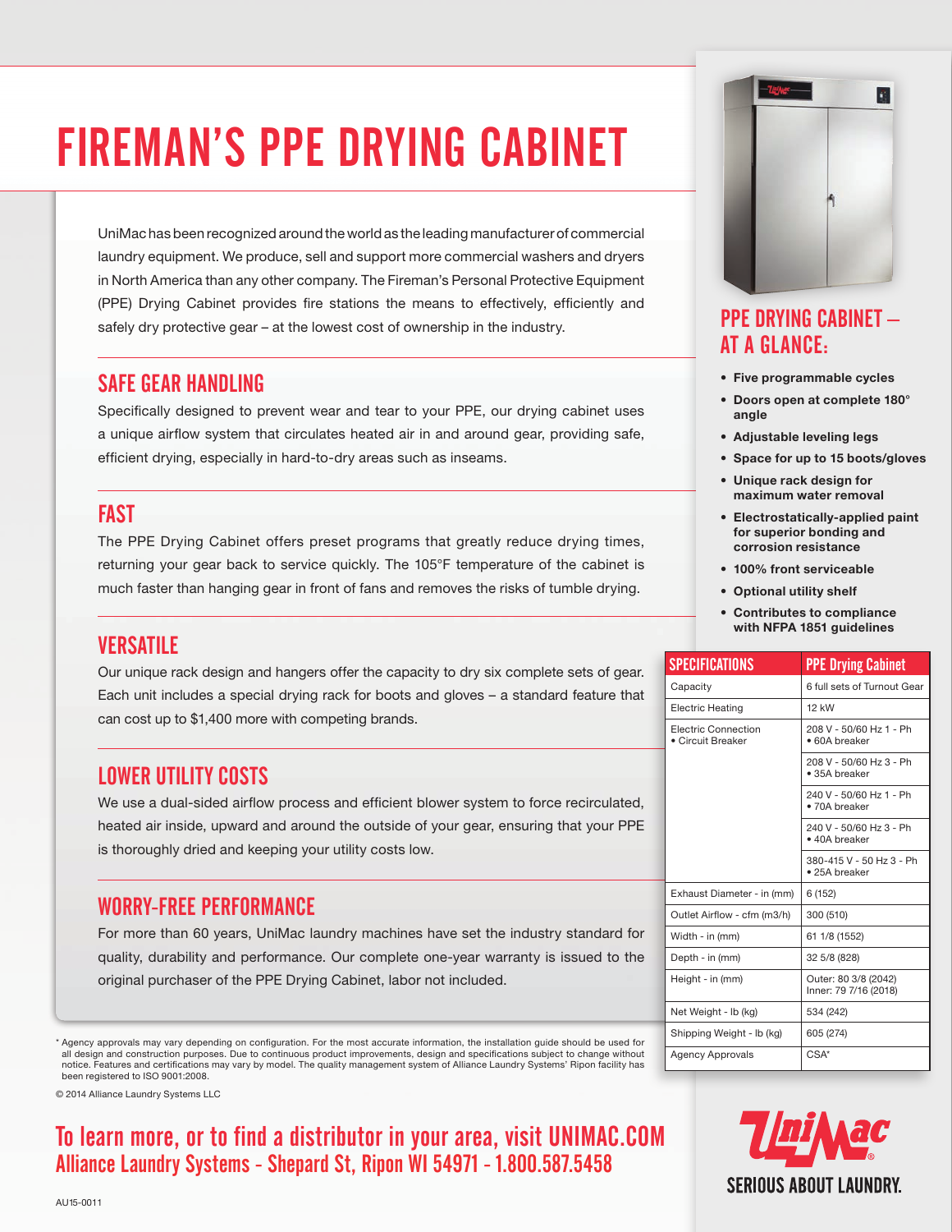# FIREMAN'S PPE DRYING CABINET

UniMac has been recognized around the world as the leading manufacturer of commercial laundry equipment. We produce, sell and support more commercial washers and dryers in North America than any other company. The Fireman's Personal Protective Equipment (PPE) Drying Cabinet provides fire stations the means to effectively, efficiently and safely dry protective gear – at the lowest cost of ownership in the industry.

## SAFE GEAR HANDLING

Specifically designed to prevent wear and tear to your PPE, our drying cabinet uses a unique airflow system that circulates heated air in and around gear, providing safe, efficient drying, especially in hard-to-dry areas such as inseams.

## FAST

The PPE Drying Cabinet offers preset programs that greatly reduce drying times, returning your gear back to service quickly. The 105°F temperature of the cabinet is much faster than hanging gear in front of fans and removes the risks of tumble drying.

## VERSATILE

Our unique rack design and hangers offer the capacity to dry six complete sets of gear. Each unit includes a special drying rack for boots and gloves – a standard feature that can cost up to $1,400 more with competing brands.

## LOWER UTILITY COSTS

We use a dual-sided airflow process and efficient blower system to force recirculated, heated air inside, upward and around the outside of your gear, ensuring that your PPE is thoroughly dried and keeping your utility costs low.

## WORRY-FREE PERFORMANCE

For more than 60 years, UniMac laundry machines have set the industry standard for quality, durability and performance. Our complete one-year warranty is issued to the original purchaser of the PPE Drying Cabinet, labor not included.

## PPE DRYING CABINET – AT A GLANCE:

- **Five programmable cycles**
- **Doors open at complete 180° angle**
- **Adjustable leveling legs**
- **Space for up to 15 boots/gloves**
- **Unique rack design for maximum water removal**
- **Electrostatically-applied paint for superior bonding and corrosion resistance**
- **100% front serviceable**
- **Optional utility shelf**
- **Contributes to compliance with NFPA 1851 guidelines**

| SPECIFICATIONS | PPE Drying Cabinet |
|---|---|
| Capacity | 6 full sets of Turnout Gear |
| Electric Heating | 12 kW |
| Electric Connection • Circuit Breaker | 208 V - 50/60 Hz 1 - Ph • 60A breaker |
| | 208 V - 50/60 Hz 3 - Ph • 35A breaker |
| | 240 V - 50/60 Hz 1 - Ph • 70A breaker |
| | 240 V - 50/60 Hz 3 - Ph • 40A breaker |
| | 380-415 V - 50 Hz 3 - Ph • 25A breaker |
| Exhaust Diameter - in (mm) | 6 (152) |
| Outlet Airflow - cfm (m3/h) | 300 (510) |
| Width - in (mm) | 61 1/8 (1552) |
| Depth - in (mm) | 32 5/8 (828) |
| Height - in (mm) | Outer: 80 3/8 (2042) Inner: 79 7/16 (2018) |
| Net Weight - lb (kg) | 534 (242) |
| Shipping Weight - lb (kg) | 605 (274) |
| Agency Approvals | CSA* |

* Agency approvals may vary depending on configuration. For the most accurate information, the installation guide should be used for all design and construction purposes. Due to continuous product improvements, design and specifications subject to change without notice. Features and certifications may vary by model. The quality management system of Alliance Laundry Systems' Ripon facility has been registered to ISO 9001:2008.

© 2014 Alliance Laundry Systems LLC

**To learn more, or to find a distributor in your area, visit UNIMAC.COM**
**Alliance Laundry Systems - Shepard St, Ripon WI 54971 - 1.800.587.5458**

UniMac®
SERIOUS ABOUT LAUNDRY.

AU15-0011